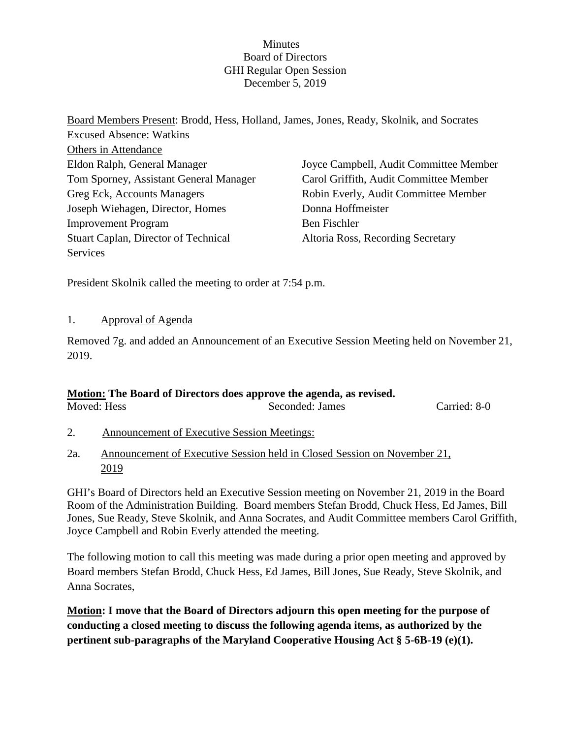# Minutes
## Board of Directors
## GHI Regular Open Session
## December 5, 2019

Board Members Present: Brodd, Hess, Holland, James, Jones, Ready, Skolnik, and Socrates

Excused Absence: Watkins

Others in Attendance

Eldon Ralph, General Manager
Tom Sporney, Assistant General Manager
Greg Eck, Accounts Managers
Joseph Wiehagen, Director, Homes Improvement Program
Stuart Caplan, Director of Technical Services
Joyce Campbell, Audit Committee Member
Carol Griffith, Audit Committee Member
Robin Everly, Audit Committee Member
Donna Hoffmeister
Ben Fischler
Altoria Ross, Recording Secretary

President Skolnik called the meeting to order at 7:54 p.m.

1. Approval of Agenda

Removed 7g. and added an Announcement of an Executive Session Meeting held on November 21, 2019.

**Motion: The Board of Directors does approve the agenda, as revised.**

| Moved: Hess | Seconded: James | Carried: 8-0 |
|---|---|---|

2. Announcement of Executive Session Meetings:

2a. Announcement of Executive Session held in Closed Session on November 21, 2019

GHI's Board of Directors held an Executive Session meeting on November 21, 2019 in the Board Room of the Administration Building. Board members Stefan Brodd, Chuck Hess, Ed James, Bill Jones, Sue Ready, Steve Skolnik, and Anna Socrates, and Audit Committee members Carol Griffith, Joyce Campbell and Robin Everly attended the meeting.

The following motion to call this meeting was made during a prior open meeting and approved by Board members Stefan Brodd, Chuck Hess, Ed James, Bill Jones, Sue Ready, Steve Skolnik, and Anna Socrates,

**Motion: I move that the Board of Directors adjourn this open meeting for the purpose of conducting a closed meeting to discuss the following agenda items, as authorized by the pertinent sub-paragraphs of the Maryland Cooperative Housing Act § 5-6B-19 (e)(1).**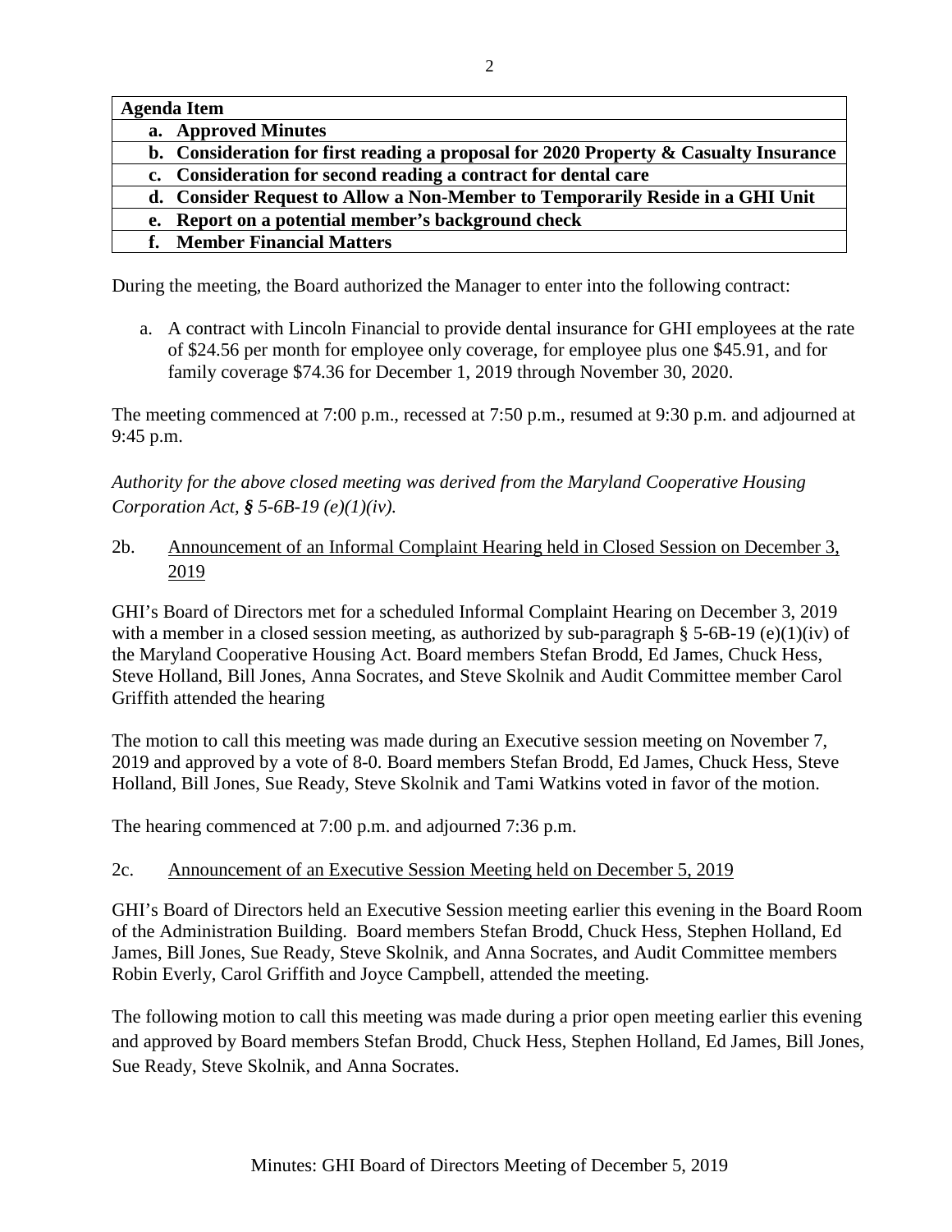| Agenda Item |
|---|
| **a. Approved Minutes** |
| **b. Consideration for first reading a proposal for 2020 Property & Casualty Insurance** |
| **c. Consideration for second reading a contract for dental care** |
| **d. Consider Request to Allow a Non-Member to Temporarily Reside in a GHI Unit** |
| **e. Report on a potential member's background check** |
| **f. Member Financial Matters** |

During the meeting, the Board authorized the Manager to enter into the following contract:

a. A contract with Lincoln Financial to provide dental insurance for GHI employees at the rate of $24.56 per month for employee only coverage, for employee plus one $45.91, and for family coverage $74.36 for December 1, 2019 through November 30, 2020.

The meeting commenced at 7:00 p.m., recessed at 7:50 p.m., resumed at 9:30 p.m. and adjourned at 9:45 p.m.

*Authority for the above closed meeting was derived from the Maryland Cooperative Housing Corporation Act, § 5-6B-19 (e)(1)(iv).*

2b. Announcement of an Informal Complaint Hearing held in Closed Session on December 3, 2019

GHI's Board of Directors met for a scheduled Informal Complaint Hearing on December 3, 2019 with a member in a closed session meeting, as authorized by sub-paragraph § 5-6B-19 (e)(1)(iv) of the Maryland Cooperative Housing Act. Board members Stefan Brodd, Ed James, Chuck Hess, Steve Holland, Bill Jones, Anna Socrates, and Steve Skolnik and Audit Committee member Carol Griffith attended the hearing

The motion to call this meeting was made during an Executive session meeting on November 7, 2019 and approved by a vote of 8-0. Board members Stefan Brodd, Ed James, Chuck Hess, Steve Holland, Bill Jones, Sue Ready, Steve Skolnik and Tami Watkins voted in favor of the motion.

The hearing commenced at 7:00 p.m. and adjourned 7:36 p.m.

2c. Announcement of an Executive Session Meeting held on December 5, 2019

GHI's Board of Directors held an Executive Session meeting earlier this evening in the Board Room of the Administration Building. Board members Stefan Brodd, Chuck Hess, Stephen Holland, Ed James, Bill Jones, Sue Ready, Steve Skolnik, and Anna Socrates, and Audit Committee members Robin Everly, Carol Griffith and Joyce Campbell, attended the meeting.

The following motion to call this meeting was made during a prior open meeting earlier this evening and approved by Board members Stefan Brodd, Chuck Hess, Stephen Holland, Ed James, Bill Jones, Sue Ready, Steve Skolnik, and Anna Socrates.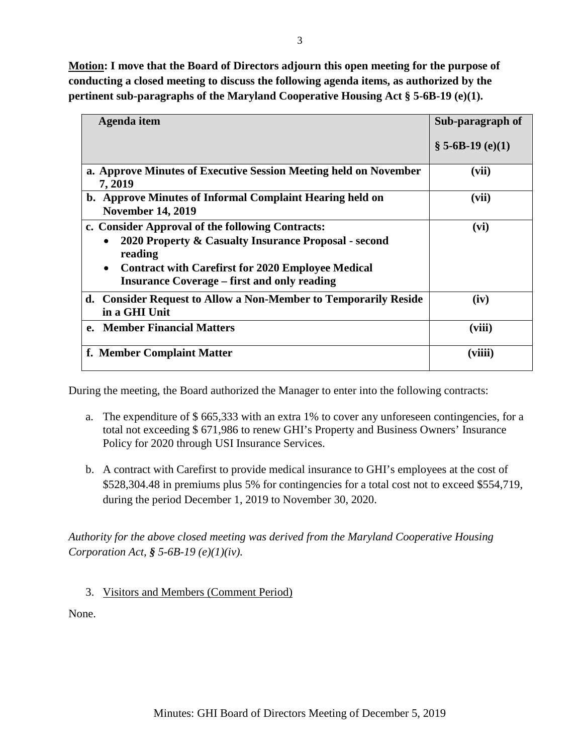**Motion: I move that the Board of Directors adjourn this open meeting for the purpose of conducting a closed meeting to discuss the following agenda items, as authorized by the pertinent sub-paragraphs of the Maryland Cooperative Housing Act § 5-6B-19 (e)(1).**

| Agenda item | Sub-paragraph of § 5-6B-19 (e)(1) |
|---|---|
| **a. Approve Minutes of Executive Session Meeting held on November 7, 2019** | **(vii)** |
| **b. Approve Minutes of Informal Complaint Hearing held on November 14, 2019** | **(vii)** |
| **c. Consider Approval of the following Contracts:** <br> • **2020 Property & Casualty Insurance Proposal - second reading** <br> • **Contract with Carefirst for 2020 Employee Medical Insurance Coverage – first and only reading** | **(vi)** |
| **d. Consider Request to Allow a Non-Member to Temporarily Reside in a GHI Unit** | **(iv)** |
| **e. Member Financial Matters** | **(viii)** |
| **f. Member Complaint Matter** | **(viiii)** |

During the meeting, the Board authorized the Manager to enter into the following contracts:

a. The expenditure of $ 665,333 with an extra 1% to cover any unforeseen contingencies, for a total not exceeding $ 671,986 to renew GHI's Property and Business Owners' Insurance Policy for 2020 through USI Insurance Services.

b. A contract with Carefirst to provide medical insurance to GHI's employees at the cost of $528,304.48 in premiums plus 5% for contingencies for a total cost not to exceed $554,719, during the period December 1, 2019 to November 30, 2020.

*Authority for the above closed meeting was derived from the Maryland Cooperative Housing Corporation Act, § 5-6B-19 (e)(1)(iv).*

3. Visitors and Members (Comment Period)

None.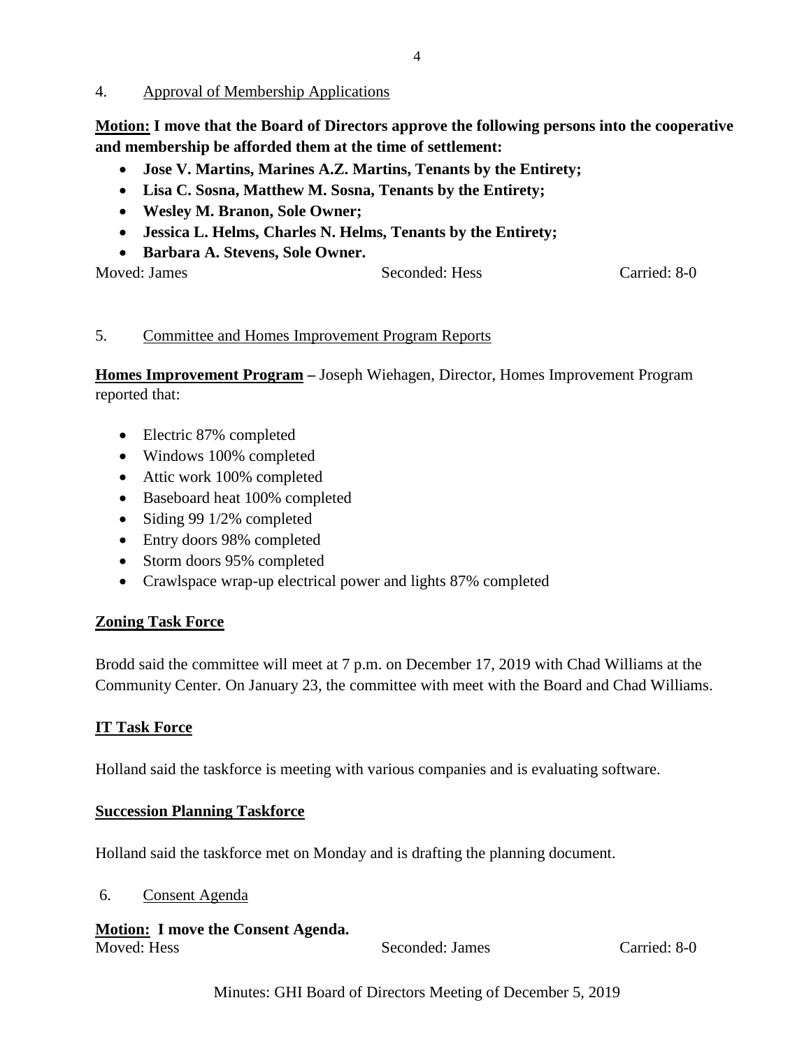4. Approval of Membership Applications

**Motion: I move that the Board of Directors approve the following persons into the cooperative and membership be afforded them at the time of settlement:**

- **Jose V. Martins, Marines A.Z. Martins, Tenants by the Entirety;**
- **Lisa C. Sosna, Matthew M. Sosna, Tenants by the Entirety;**
- **Wesley M. Branon, Sole Owner;**
- **Jessica L. Helms, Charles N. Helms, Tenants by the Entirety;**
- **Barbara A. Stevens, Sole Owner.**

Moved: James Seconded: Hess Carried: 8-0

5. Committee and Homes Improvement Program Reports

**Homes Improvement Program –** Joseph Wiehagen, Director, Homes Improvement Program reported that:

- Electric 87% completed
- Windows 100% completed
- Attic work 100% completed
- Baseboard heat 100% completed
- Siding 99 1/2% completed
- Entry doors 98% completed
- Storm doors 95% completed
- Crawlspace wrap-up electrical power and lights 87% completed

**Zoning Task Force**

Brodd said the committee will meet at 7 p.m. on December 17, 2019 with Chad Williams at the Community Center. On January 23, the committee with meet with the Board and Chad Williams.

**IT Task Force**

Holland said the taskforce is meeting with various companies and is evaluating software.

**Succession Planning Taskforce**

Holland said the taskforce met on Monday and is drafting the planning document.

6. Consent Agenda

**Motion: I move the Consent Agenda.**

Moved: Hess Seconded: James Carried: 8-0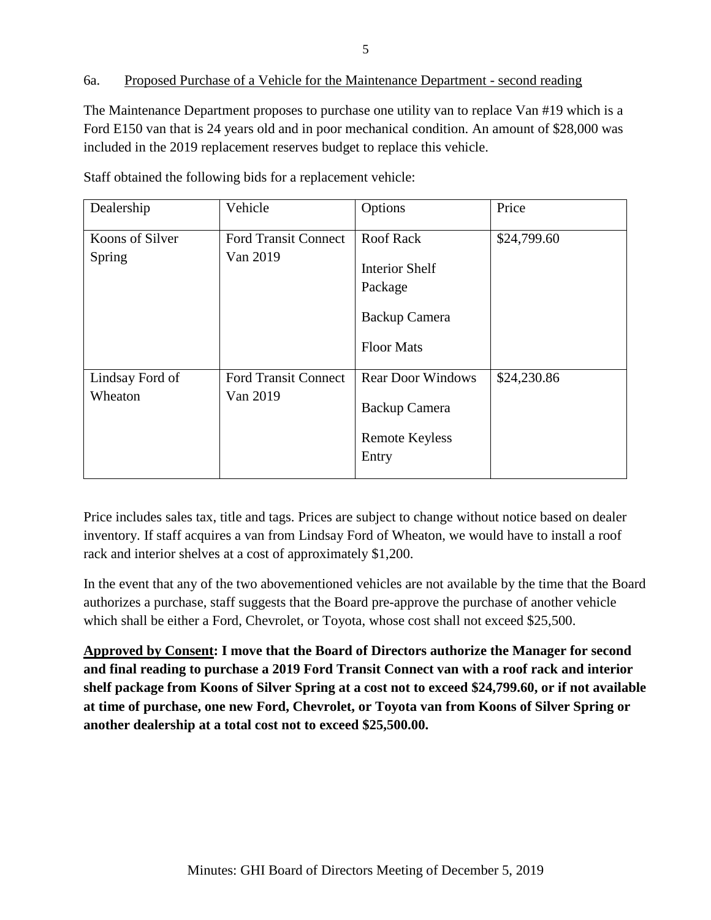6a. <u>Proposed Purchase of a Vehicle for the Maintenance Department - second reading</u>

The Maintenance Department proposes to purchase one utility van to replace Van #19 which is a Ford E150 van that is 24 years old and in poor mechanical condition. An amount of $28,000 was included in the 2019 replacement reserves budget to replace this vehicle.

Staff obtained the following bids for a replacement vehicle:

| Dealership | Vehicle | Options | Price |
|---|---|---|---|
| Koons of Silver Spring | Ford Transit Connect Van 2019 | Roof Rack<br>Interior Shelf Package<br>Backup Camera<br>Floor Mats | $24,799.60 |
| Lindsay Ford of Wheaton | Ford Transit Connect Van 2019 | Rear Door Windows<br>Backup Camera<br>Remote Keyless Entry | $24,230.86 |

Price includes sales tax, title and tags. Prices are subject to change without notice based on dealer inventory. If staff acquires a van from Lindsay Ford of Wheaton, we would have to install a roof rack and interior shelves at a cost of approximately $1,200.

In the event that any of the two abovementioned vehicles are not available by the time that the Board authorizes a purchase, staff suggests that the Board pre-approve the purchase of another vehicle which shall be either a Ford, Chevrolet, or Toyota, whose cost shall not exceed $25,500.

**<u>Approved by Consent</u>: I move that the Board of Directors authorize the Manager for second and final reading to purchase a 2019 Ford Transit Connect van with a roof rack and interior shelf package from Koons of Silver Spring at a cost not to exceed $24,799.60, or if not available at time of purchase, one new Ford, Chevrolet, or Toyota van from Koons of Silver Spring or another dealership at a total cost not to exceed $25,500.00.**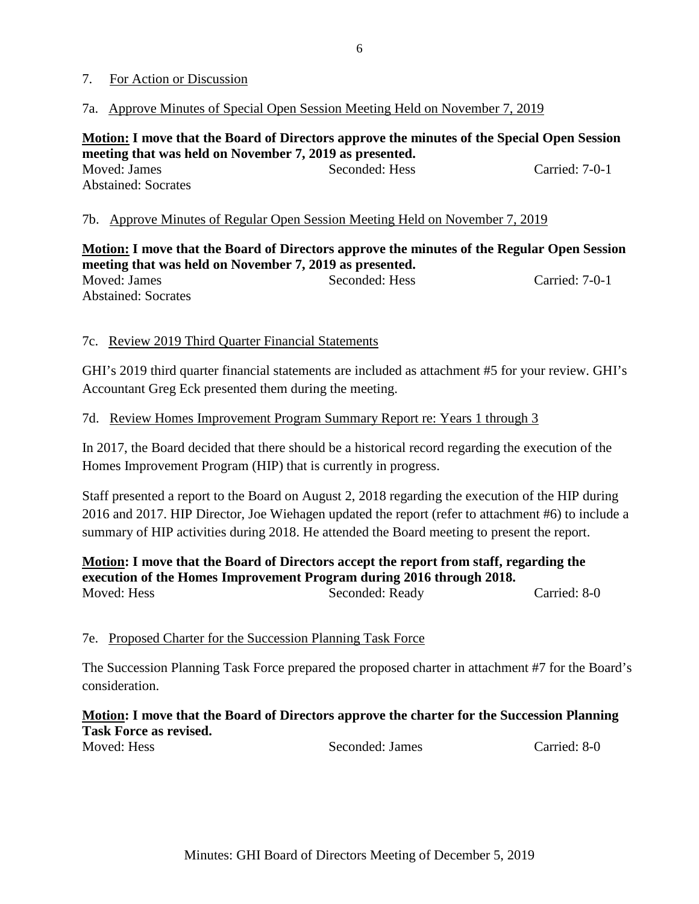## 7. For Action or Discussion

### 7a. Approve Minutes of Special Open Session Meeting Held on November 7, 2019

**Motion: I move that the Board of Directors approve the minutes of the Special Open Session meeting that was held on November 7, 2019 as presented.**

Moved: James Seconded: Hess Carried: 7-0-1
Abstained: Socrates

### 7b. Approve Minutes of Regular Open Session Meeting Held on November 7, 2019

**Motion: I move that the Board of Directors approve the minutes of the Regular Open Session meeting that was held on November 7, 2019 as presented.**

Moved: James Seconded: Hess Carried: 7-0-1
Abstained: Socrates

### 7c. Review 2019 Third Quarter Financial Statements

GHI's 2019 third quarter financial statements are included as attachment #5 for your review. GHI's Accountant Greg Eck presented them during the meeting.

### 7d. Review Homes Improvement Program Summary Report re: Years 1 through 3

In 2017, the Board decided that there should be a historical record regarding the execution of the Homes Improvement Program (HIP) that is currently in progress.

Staff presented a report to the Board on August 2, 2018 regarding the execution of the HIP during 2016 and 2017. HIP Director, Joe Wiehagen updated the report (refer to attachment #6) to include a summary of HIP activities during 2018. He attended the Board meeting to present the report.

**Motion: I move that the Board of Directors accept the report from staff, regarding the execution of the Homes Improvement Program during 2016 through 2018.**

Moved: Hess Seconded: Ready Carried: 8-0

### 7e. Proposed Charter for the Succession Planning Task Force

The Succession Planning Task Force prepared the proposed charter in attachment #7 for the Board's consideration.

**Motion: I move that the Board of Directors approve the charter for the Succession Planning Task Force as revised.**

Moved: Hess Seconded: James Carried: 8-0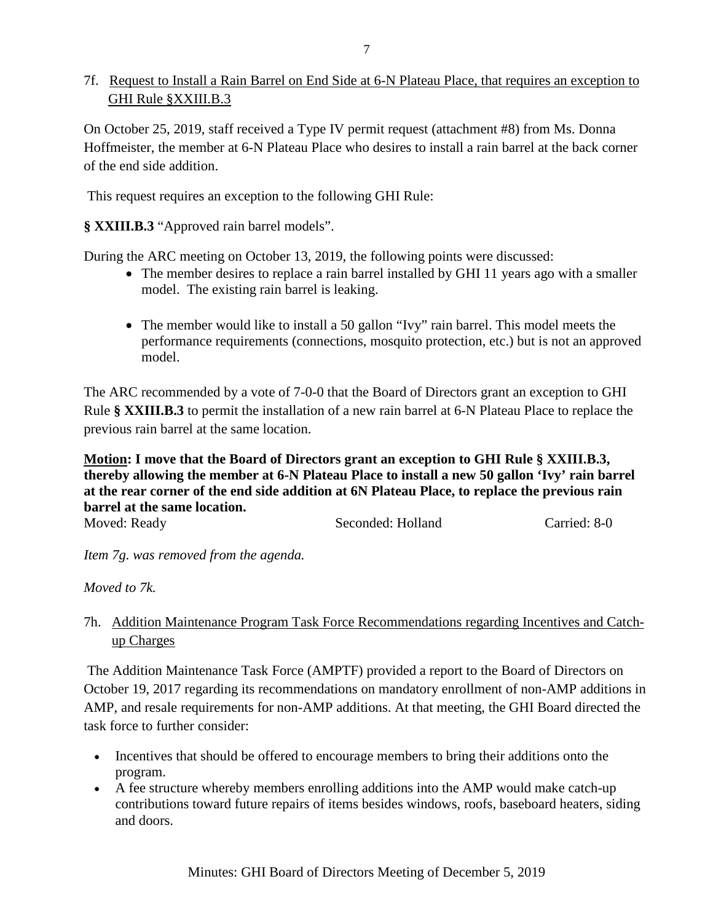7f. Request to Install a Rain Barrel on End Side at 6-N Plateau Place, that requires an exception to GHI Rule §XXIII.B.3

On October 25, 2019, staff received a Type IV permit request (attachment #8) from Ms. Donna Hoffmeister, the member at 6-N Plateau Place who desires to install a rain barrel at the back corner of the end side addition.

This request requires an exception to the following GHI Rule:

**§ XXIII.B.3** "Approved rain barrel models".

During the ARC meeting on October 13, 2019, the following points were discussed:

- The member desires to replace a rain barrel installed by GHI 11 years ago with a smaller model. The existing rain barrel is leaking.
- The member would like to install a 50 gallon "Ivy" rain barrel. This model meets the performance requirements (connections, mosquito protection, etc.) but is not an approved model.

The ARC recommended by a vote of 7-0-0 that the Board of Directors grant an exception to GHI Rule **§ XXIII.B.3** to permit the installation of a new rain barrel at 6-N Plateau Place to replace the previous rain barrel at the same location.

**Motion: I move that the Board of Directors grant an exception to GHI Rule § XXIII.B.3, thereby allowing the member at 6-N Plateau Place to install a new 50 gallon 'Ivy' rain barrel at the rear corner of the end side addition at 6N Plateau Place, to replace the previous rain barrel at the same location.**

Moved: Ready Seconded: Holland Carried: 8-0

*Item 7g. was removed from the agenda.*

*Moved to 7k.*

7h. Addition Maintenance Program Task Force Recommendations regarding Incentives and Catch-up Charges

The Addition Maintenance Task Force (AMPTF) provided a report to the Board of Directors on October 19, 2017 regarding its recommendations on mandatory enrollment of non-AMP additions in AMP, and resale requirements for non-AMP additions. At that meeting, the GHI Board directed the task force to further consider:

- Incentives that should be offered to encourage members to bring their additions onto the program.
- A fee structure whereby members enrolling additions into the AMP would make catch-up contributions toward future repairs of items besides windows, roofs, baseboard heaters, siding and doors.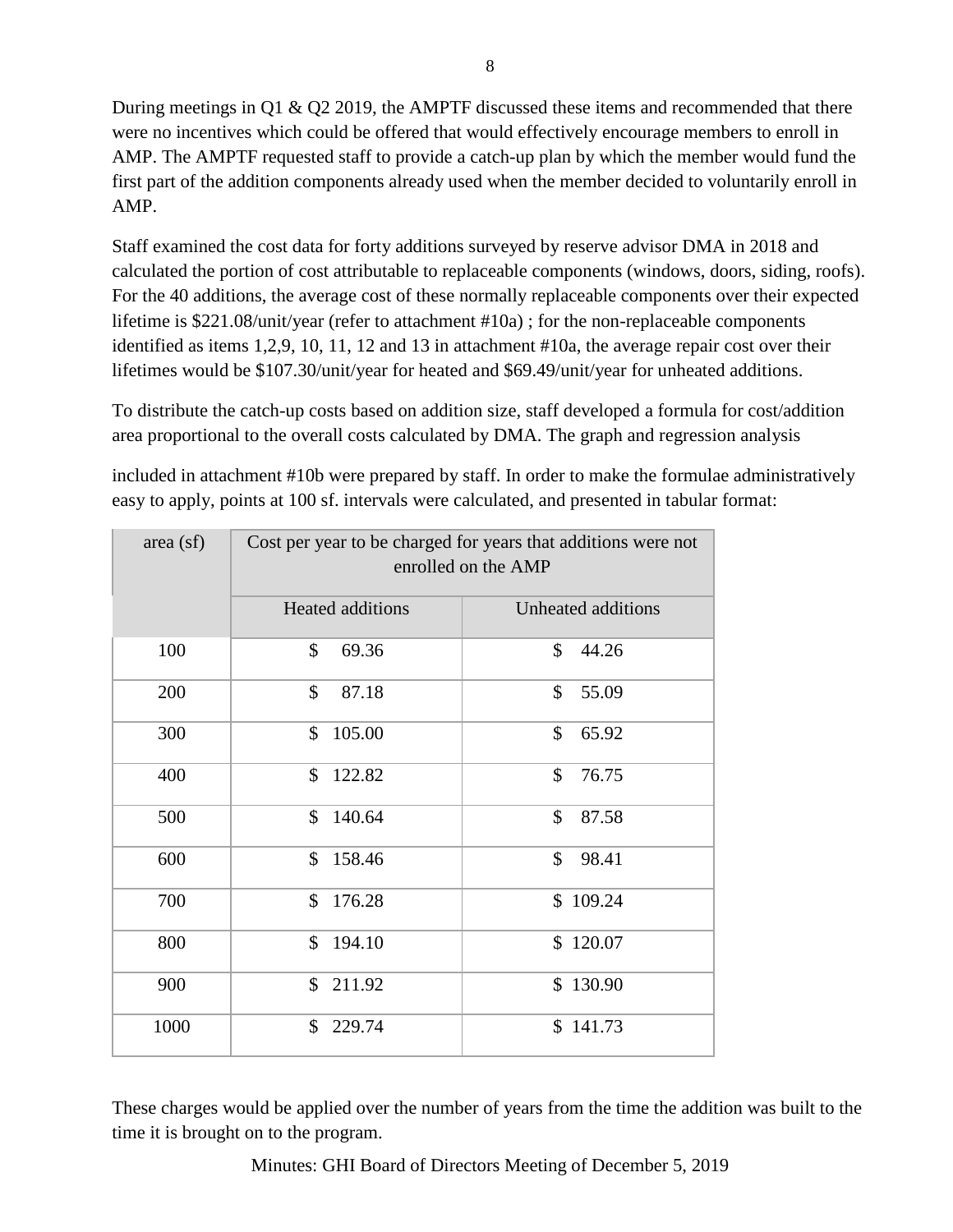During meetings in Q1 & Q2 2019, the AMPTF discussed these items and recommended that there were no incentives which could be offered that would effectively encourage members to enroll in AMP. The AMPTF requested staff to provide a catch-up plan by which the member would fund the first part of the addition components already used when the member decided to voluntarily enroll in AMP.

Staff examined the cost data for forty additions surveyed by reserve advisor DMA in 2018 and calculated the portion of cost attributable to replaceable components (windows, doors, siding, roofs). For the 40 additions, the average cost of these normally replaceable components over their expected lifetime is $221.08/unit/year (refer to attachment #10a) ; for the non-replaceable components identified as items 1,2,9, 10, 11, 12 and 13 in attachment #10a, the average repair cost over their lifetimes would be $107.30/unit/year for heated and $69.49/unit/year for unheated additions.

To distribute the catch-up costs based on addition size, staff developed a formula for cost/addition area proportional to the overall costs calculated by DMA. The graph and regression analysis included in attachment #10b were prepared by staff. In order to make the formulae administratively easy to apply, points at 100 sf. intervals were calculated, and presented in tabular format:

| area (sf) | Cost per year to be charged for years that additions were not enrolled on the AMP | |
|---|---|---|
| | Heated additions | Unheated additions |
| 100 | $ 69.36 | $ 44.26 |
| 200 | $ 87.18 | $ 55.09 |
| 300 | $ 105.00 | $ 65.92 |
| 400 | $ 122.82 | $ 76.75 |
| 500 | $ 140.64 | $ 87.58 |
| 600 | $ 158.46 | $ 98.41 |
| 700 | $ 176.28 | $ 109.24 |
| 800 | $ 194.10 | $ 120.07 |
| 900 | $ 211.92 | $ 130.90 |
| 1000 | $ 229.74 | $ 141.73 |

These charges would be applied over the number of years from the time the addition was built to the time it is brought on to the program.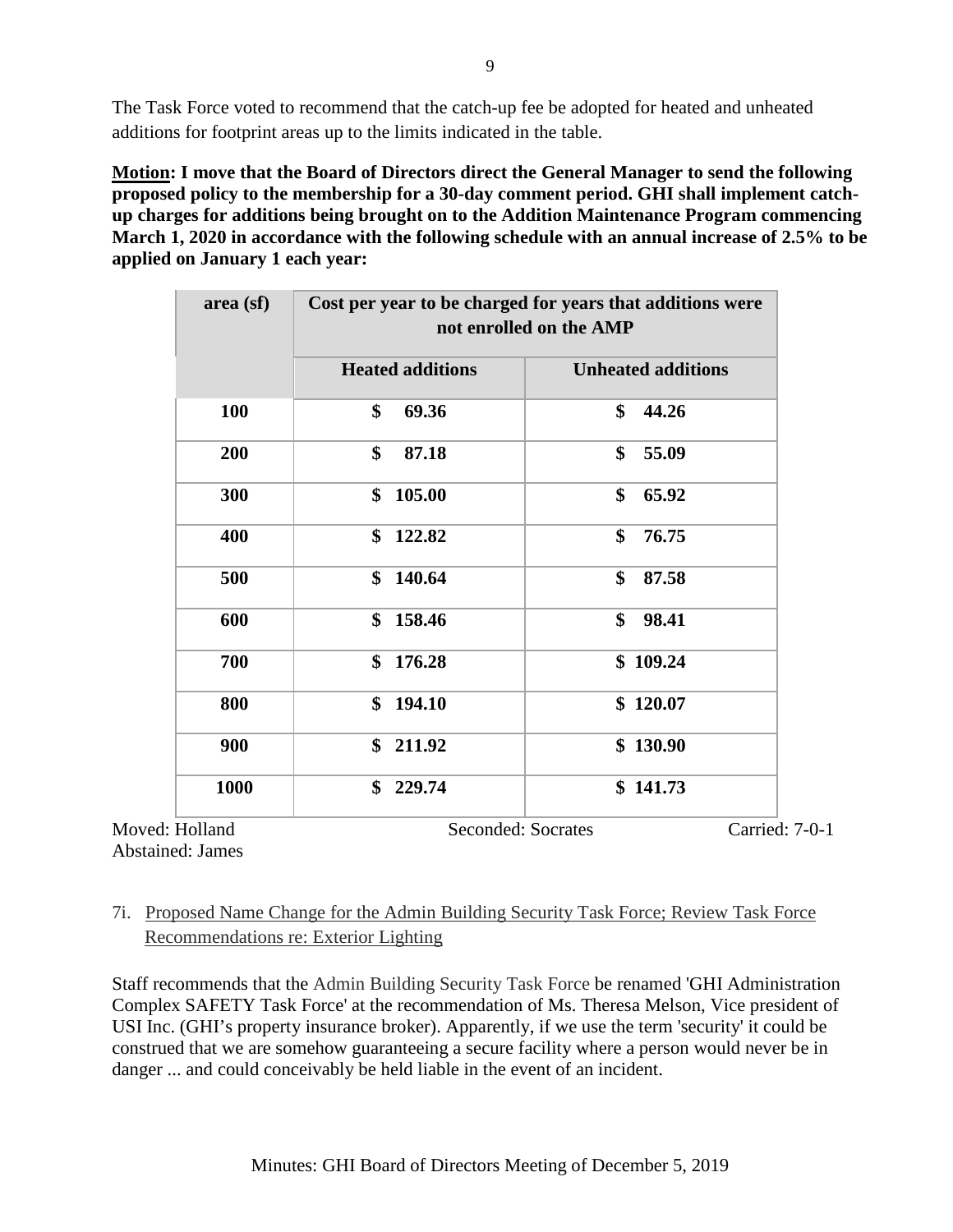The Task Force voted to recommend that the catch-up fee be adopted for heated and unheated additions for footprint areas up to the limits indicated in the table.

**<u>Motion</u>: I move that the Board of Directors direct the General Manager to send the following proposed policy to the membership for a 30-day comment period. GHI shall implement catch-up charges for additions being brought on to the Addition Maintenance Program commencing March 1, 2020 in accordance with the following schedule with an annual increase of 2.5% to be applied on January 1 each year:**

| area (sf) | Cost per year to be charged for years that additions were not enrolled on the AMP | |
|---|---|---|
| | Heated additions | Unheated additions |
| 100 | $ 69.36 | $ 44.26 |
| 200 | $ 87.18 | $ 55.09 |
| 300 | $ 105.00 | $ 65.92 |
| 400 | $ 122.82 | $ 76.75 |
| 500 | $ 140.64 | $ 87.58 |
| 600 | $ 158.46 | $ 98.41 |
| 700 | $ 176.28 | $ 109.24 |
| 800 | $ 194.10 | $ 120.07 |
| 900 | $ 211.92 | $ 130.90 |
| 1000 | $ 229.74 | $ 141.73 |

Moved: Holland Seconded: Socrates Carried: 7-0-1
Abstained: James

7i. <u>Proposed Name Change for the Admin Building Security Task Force; Review Task Force Recommendations re: Exterior Lighting</u>

Staff recommends that the Admin Building Security Task Force be renamed 'GHI Administration Complex SAFETY Task Force' at the recommendation of Ms. Theresa Melson, Vice president of USI Inc. (GHI's property insurance broker). Apparently, if we use the term 'security' it could be construed that we are somehow guaranteeing a secure facility where a person would never be in danger ... and could conceivably be held liable in the event of an incident.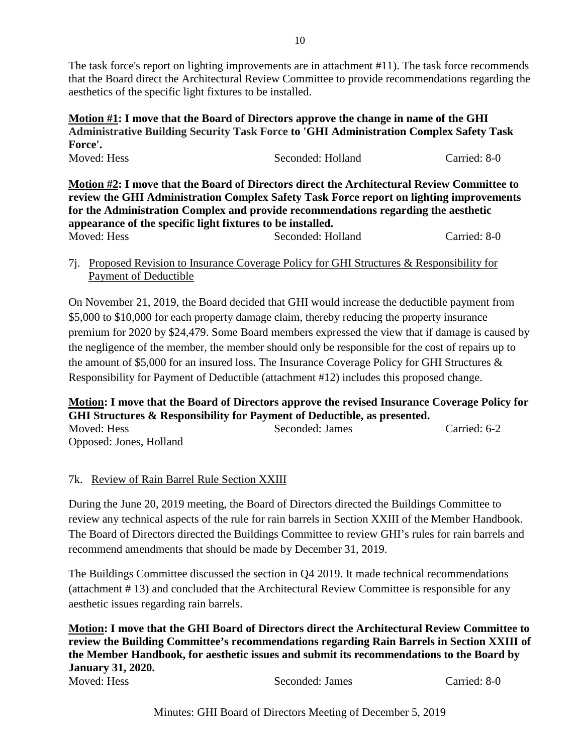The task force's report on lighting improvements are in attachment #11). The task force recommends that the Board direct the Architectural Review Committee to provide recommendations regarding the aesthetics of the specific light fixtures to be installed.

**Motion #1: I move that the Board of Directors approve the change in name of the GHI Administrative Building Security Task Force to 'GHI Administration Complex Safety Task Force'.**

Moved: Hess | Seconded: Holland | Carried: 8-0

**Motion #2: I move that the Board of Directors direct the Architectural Review Committee to review the GHI Administration Complex Safety Task Force report on lighting improvements for the Administration Complex and provide recommendations regarding the aesthetic appearance of the specific light fixtures to be installed.**

Moved: Hess | Seconded: Holland | Carried: 8-0

7j. Proposed Revision to Insurance Coverage Policy for GHI Structures & Responsibility for Payment of Deductible

On November 21, 2019, the Board decided that GHI would increase the deductible payment from \$5,000 to \$10,000 for each property damage claim, thereby reducing the property insurance premium for 2020 by \$24,479. Some Board members expressed the view that if damage is caused by the negligence of the member, the member should only be responsible for the cost of repairs up to the amount of \$5,000 for an insured loss. The Insurance Coverage Policy for GHI Structures & Responsibility for Payment of Deductible (attachment #12) includes this proposed change.

**Motion: I move that the Board of Directors approve the revised Insurance Coverage Policy for GHI Structures & Responsibility for Payment of Deductible, as presented.**

Moved: Hess | Seconded: James | Carried: 6-2

Opposed: Jones, Holland

7k. Review of Rain Barrel Rule Section XXIII

During the June 20, 2019 meeting, the Board of Directors directed the Buildings Committee to review any technical aspects of the rule for rain barrels in Section XXIII of the Member Handbook. The Board of Directors directed the Buildings Committee to review GHI's rules for rain barrels and recommend amendments that should be made by December 31, 2019.

The Buildings Committee discussed the section in Q4 2019. It made technical recommendations (attachment # 13) and concluded that the Architectural Review Committee is responsible for any aesthetic issues regarding rain barrels.

**Motion: I move that the GHI Board of Directors direct the Architectural Review Committee to review the Building Committee's recommendations regarding Rain Barrels in Section XXIII of the Member Handbook, for aesthetic issues and submit its recommendations to the Board by January 31, 2020.**

Moved: Hess | Seconded: James | Carried: 8-0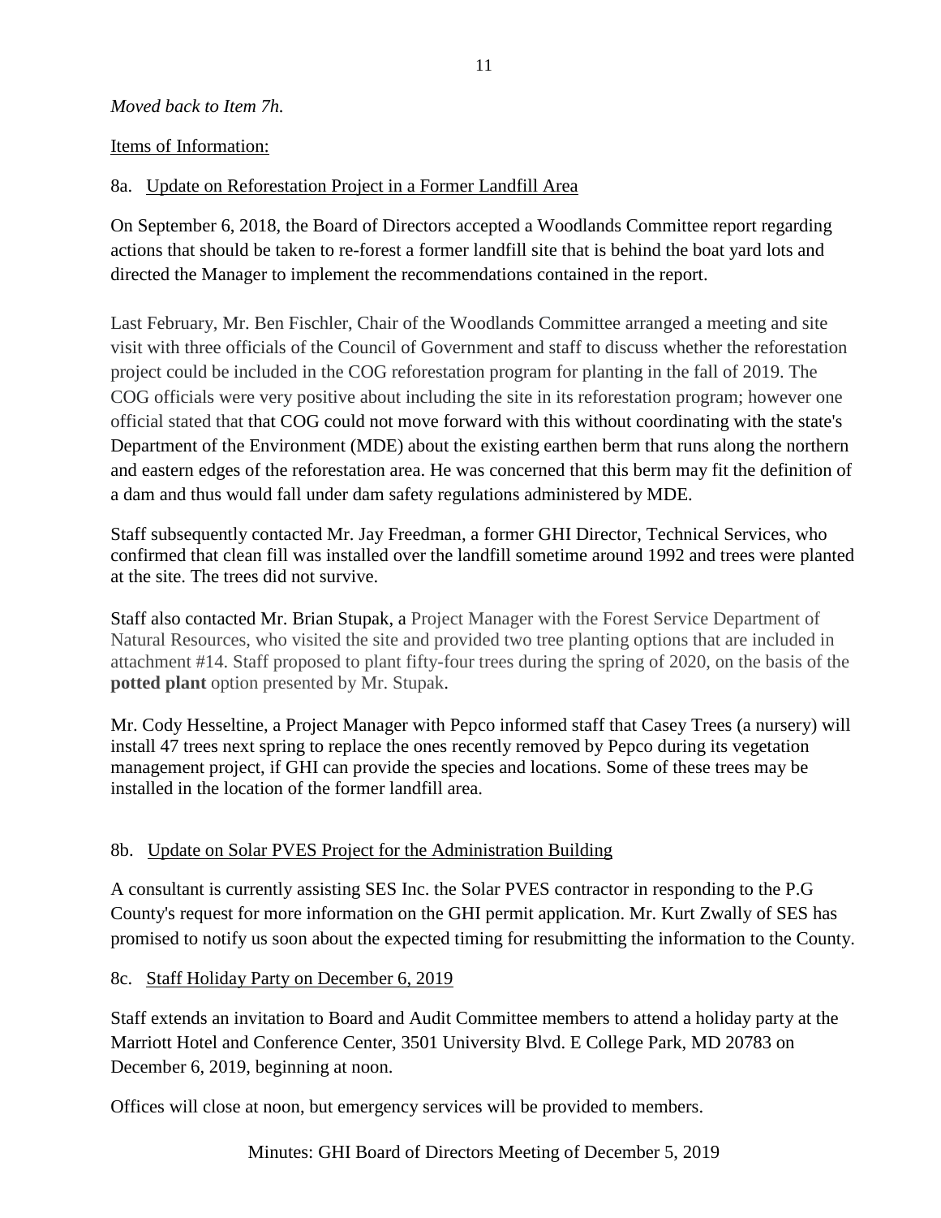*Moved back to Item 7h.*

Items of Information:

8a. Update on Reforestation Project in a Former Landfill Area

On September 6, 2018, the Board of Directors accepted a Woodlands Committee report regarding actions that should be taken to re-forest a former landfill site that is behind the boat yard lots and directed the Manager to implement the recommendations contained in the report.

Last February, Mr. Ben Fischler, Chair of the Woodlands Committee arranged a meeting and site visit with three officials of the Council of Government and staff to discuss whether the reforestation project could be included in the COG reforestation program for planting in the fall of 2019. The COG officials were very positive about including the site in its reforestation program; however one official stated that that COG could not move forward with this without coordinating with the state's Department of the Environment (MDE) about the existing earthen berm that runs along the northern and eastern edges of the reforestation area. He was concerned that this berm may fit the definition of a dam and thus would fall under dam safety regulations administered by MDE.

Staff subsequently contacted Mr. Jay Freedman, a former GHI Director, Technical Services, who confirmed that clean fill was installed over the landfill sometime around 1992 and trees were planted at the site. The trees did not survive.

Staff also contacted Mr. Brian Stupak, a Project Manager with the Forest Service Department of Natural Resources, who visited the site and provided two tree planting options that are included in attachment #14. Staff proposed to plant fifty-four trees during the spring of 2020, on the basis of the **potted plant** option presented by Mr. Stupak.

Mr. Cody Hesseltine, a Project Manager with Pepco informed staff that Casey Trees (a nursery) will install 47 trees next spring to replace the ones recently removed by Pepco during its vegetation management project, if GHI can provide the species and locations. Some of these trees may be installed in the location of the former landfill area.

8b. Update on Solar PVES Project for the Administration Building

A consultant is currently assisting SES Inc. the Solar PVES contractor in responding to the P.G County's request for more information on the GHI permit application. Mr. Kurt Zwally of SES has promised to notify us soon about the expected timing for resubmitting the information to the County.

8c. Staff Holiday Party on December 6, 2019

Staff extends an invitation to Board and Audit Committee members to attend a holiday party at the Marriott Hotel and Conference Center, 3501 University Blvd. E College Park, MD 20783 on December 6, 2019, beginning at noon.

Offices will close at noon, but emergency services will be provided to members.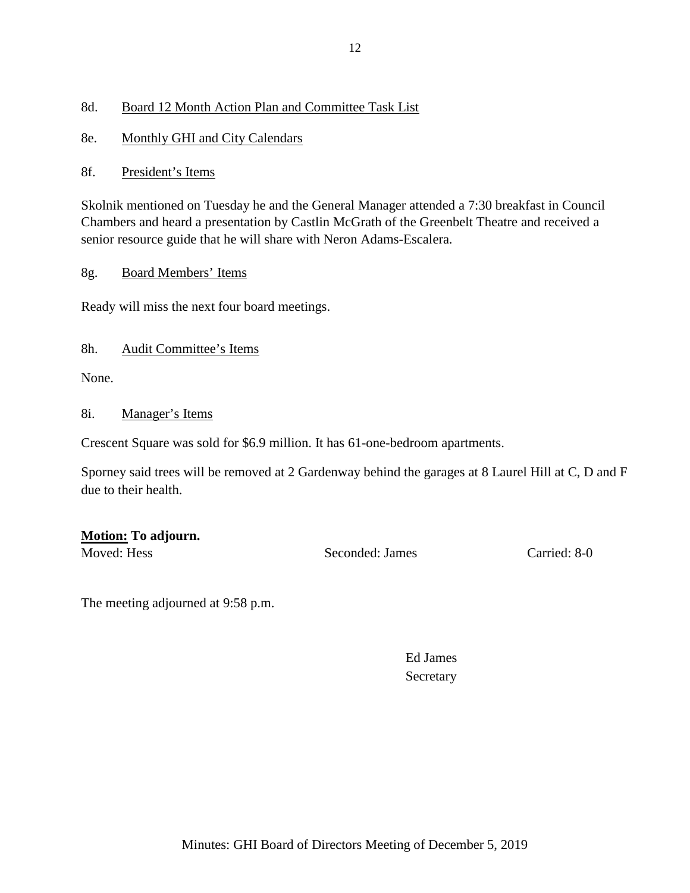8d. Board 12 Month Action Plan and Committee Task List

8e. Monthly GHI and City Calendars

8f. President's Items

Skolnik mentioned on Tuesday he and the General Manager attended a 7:30 breakfast in Council Chambers and heard a presentation by Castlin McGrath of the Greenbelt Theatre and received a senior resource guide that he will share with Neron Adams-Escalera.

8g. Board Members' Items

Ready will miss the next four board meetings.

8h. Audit Committee's Items

None.

8i. Manager's Items

Crescent Square was sold for $6.9 million. It has 61-one-bedroom apartments.

Sporney said trees will be removed at 2 Gardenway behind the garages at 8 Laurel Hill at C, D and F due to their health.

**Motion: To adjourn.**

Moved: Hess Seconded: James Carried: 8-0

The meeting adjourned at 9:58 p.m.

Ed James
Secretary